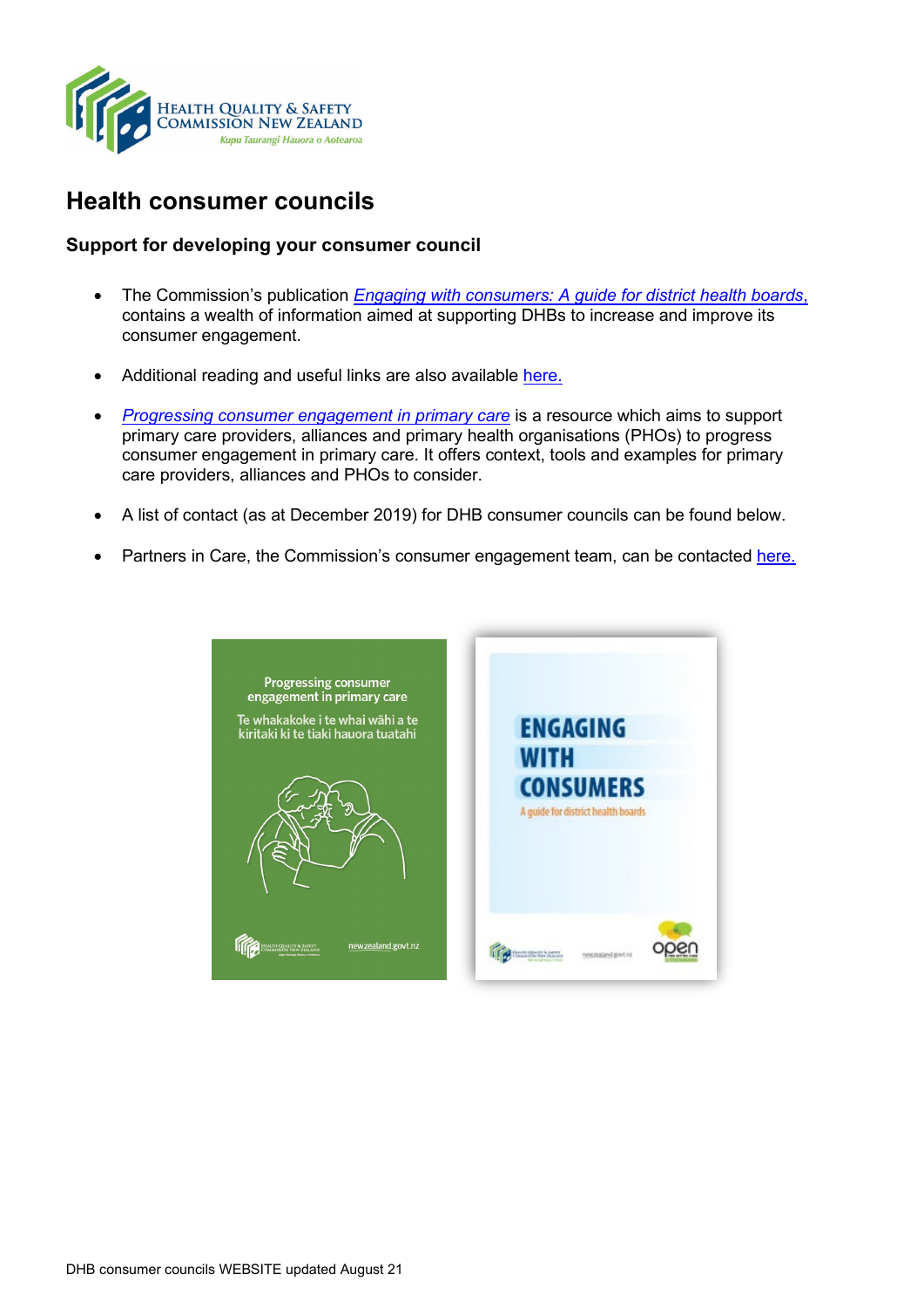## Health consumer councils

### Support for developing your consumer council

- The Commission's publication *Engaging with consumers: A guide for district health boards*, contains a wealth of information aimed at supporting DHBs to increase and improve its consumer engagement.
- Additional reading and useful links are also available here.
- *Progressing consumer engagement in primary care* is a resource which aims to support primary care providers, alliances and primary health organisations (PHOs) to progress consumer engagement in primary care. It offers context, tools and examples for primary care providers, alliances and PHOs to consider.
- A list of contact (as at December 2019) for DHB consumer councils can be found below.
- Partners in Care, the Commission's consumer engagement team, can be contacted here.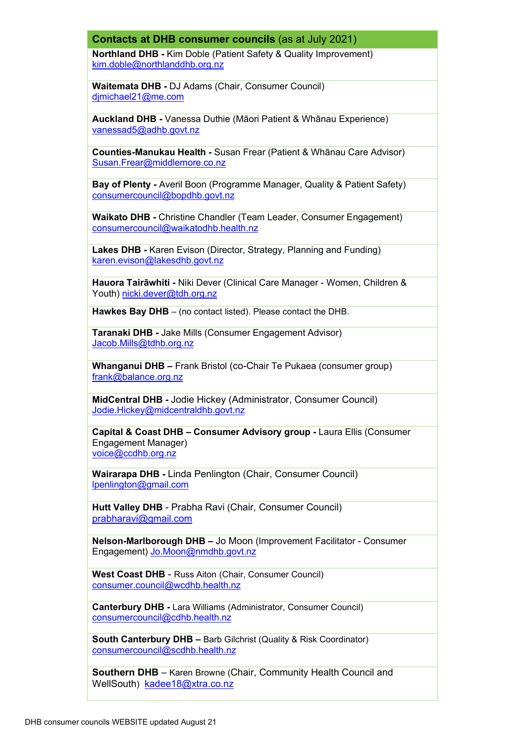| **Contacts at DHB consumer councils** (as at July 2021) |
|---|
| **Northland DHB -** Kim Doble (Patient Safety & Quality Improvement) kim.doble@northlanddhb.org.nz |
| **Waitemata DHB -** DJ Adams (Chair, Consumer Council) djmichael21@me.com |
| **Auckland DHB -** Vanessa Duthie (Māori Patient & Whānau Experience) vanessad5@adhb.govt.nz |
| **Counties-Manukau Health -** Susan Frear (Patient & Whānau Care Advisor) Susan.Frear@middlemore.co.nz |
| **Bay of Plenty -** Averil Boon (Programme Manager, Quality & Patient Safety) consumercouncil@bopdhb.govt.nz |
| **Waikato DHB -** Christine Chandler (Team Leader, Consumer Engagement) consumercouncil@waikatodhb.health.nz |
| **Lakes DHB -** Karen Evison (Director, Strategy, Planning and Funding) karen.evison@lakesdhb.govt.nz |
| **Hauora Tairāwhiti -** Niki Dever (Clinical Care Manager - Women, Children & Youth) nicki.dever@tdh.org.nz |
| **Hawkes Bay DHB** – (no contact listed). Please contact the DHB. |
| **Taranaki DHB -** Jake Mills (Consumer Engagement Advisor) Jacob.Mills@tdhb.org.nz |
| **Whanganui DHB –** Frank Bristol (co-Chair Te Pukaea (consumer group) frank@balance.org.nz |
| **MidCentral DHB -** Jodie Hickey (Administrator, Consumer Council) Jodie.Hickey@midcentraldhb.govt.nz |
| **Capital & Coast DHB – Consumer Advisory group -** Laura Ellis (Consumer Engagement Manager) voice@ccdhb.org.nz |
| **Wairarapa DHB -** Linda Penlington (Chair, Consumer Council) lpenlington@gmail.com |
| **Hutt Valley DHB** - Prabha Ravi (Chair, Consumer Council) prabharavi@gmail.com |
| **Nelson-Marlborough DHB –** Jo Moon (Improvement Facilitator - Consumer Engagement) Jo.Moon@nmdhb.govt.nz |
| **West Coast DHB** - Russ Aiton (Chair, Consumer Council) consumer.council@wcdhb.health.nz |
| **Canterbury DHB -** Lara Williams (Administrator, Consumer Council) consumercouncil@cdhb.health.nz |
| **South Canterbury DHB –** Barb Gilchrist (Quality & Risk Coordinator) consumercouncil@scdhb.health.nz |
| **Southern DHB** – Karen Browne (Chair, Community Health Council and WellSouth) kadee18@xtra.co.nz |

DHB consumer councils WEBSITE updated August 21